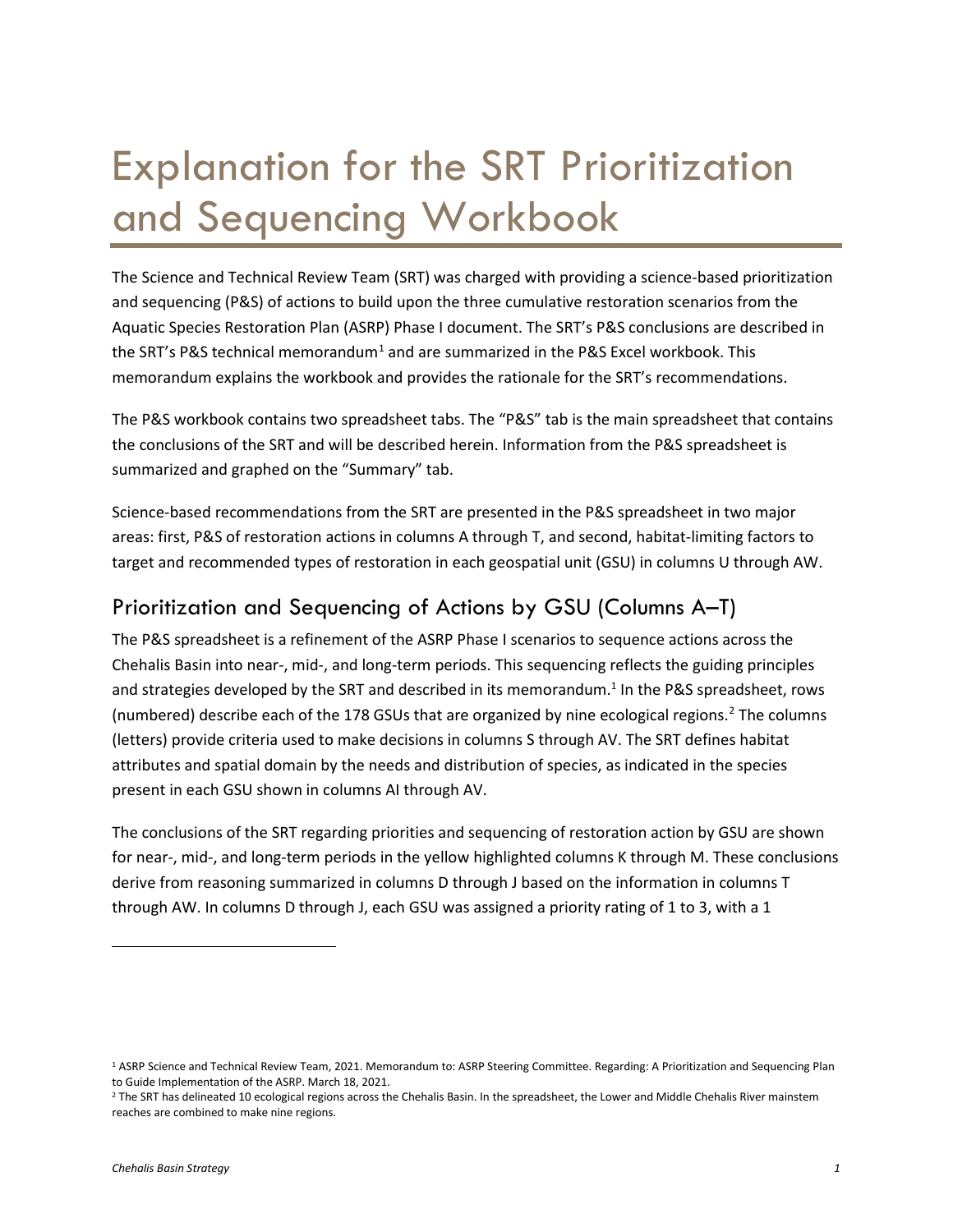# Explanation for the SRT Prioritization and Sequencing Workbook

The Science and Technical Review Team (SRT) was charged with providing a science-based prioritization and sequencing (P&S) of actions to build upon the three cumulative restoration scenarios from the Aquatic Species Restoration Plan (ASRP) Phase I document. The SRT's P&S conclusions are described in the SRT's P&S technical memorandum[1] and are summarized in the P&S Excel workbook. This memorandum explains the workbook and provides the rationale for the SRT's recommendations.

The P&S workbook contains two spreadsheet tabs. The "P&S" tab is the main spreadsheet that contains the conclusions of the SRT and will be described herein. Information from the P&S spreadsheet is summarized and graphed on the "Summary" tab.

Science-based recommendations from the SRT are presented in the P&S spreadsheet in two major areas: first, P&S of restoration actions in columns A through T, and second, habitat-limiting factors to target and recommended types of restoration in each geospatial unit (GSU) in columns U through AW.

## Prioritization and Sequencing of Actions by GSU (Columns A–T)

The P&S spreadsheet is a refinement of the ASRP Phase I scenarios to sequence actions across the Chehalis Basin into near-, mid-, and long-term periods. This sequencing reflects the guiding principles and strategies developed by the SRT and described in its memorandum.[1] In the P&S spreadsheet, rows (numbered) describe each of the 178 GSUs that are organized by nine ecological regions.[2] The columns (letters) provide criteria used to make decisions in columns S through AV. The SRT defines habitat attributes and spatial domain by the needs and distribution of species, as indicated in the species present in each GSU shown in columns AI through AV.

The conclusions of the SRT regarding priorities and sequencing of restoration action by GSU are shown for near-, mid-, and long-term periods in the yellow highlighted columns K through M. These conclusions derive from reasoning summarized in columns D through J based on the information in columns T through AW. In columns D through J, each GSU was assigned a priority rating of 1 to 3, with a 1

[1] ASRP Science and Technical Review Team, 2021. Memorandum to: ASRP Steering Committee. Regarding: A Prioritization and Sequencing Plan to Guide Implementation of the ASRP. March 18, 2021.

[2] The SRT has delineated 10 ecological regions across the Chehalis Basin. In the spreadsheet, the Lower and Middle Chehalis River mainstem reaches are combined to make nine regions.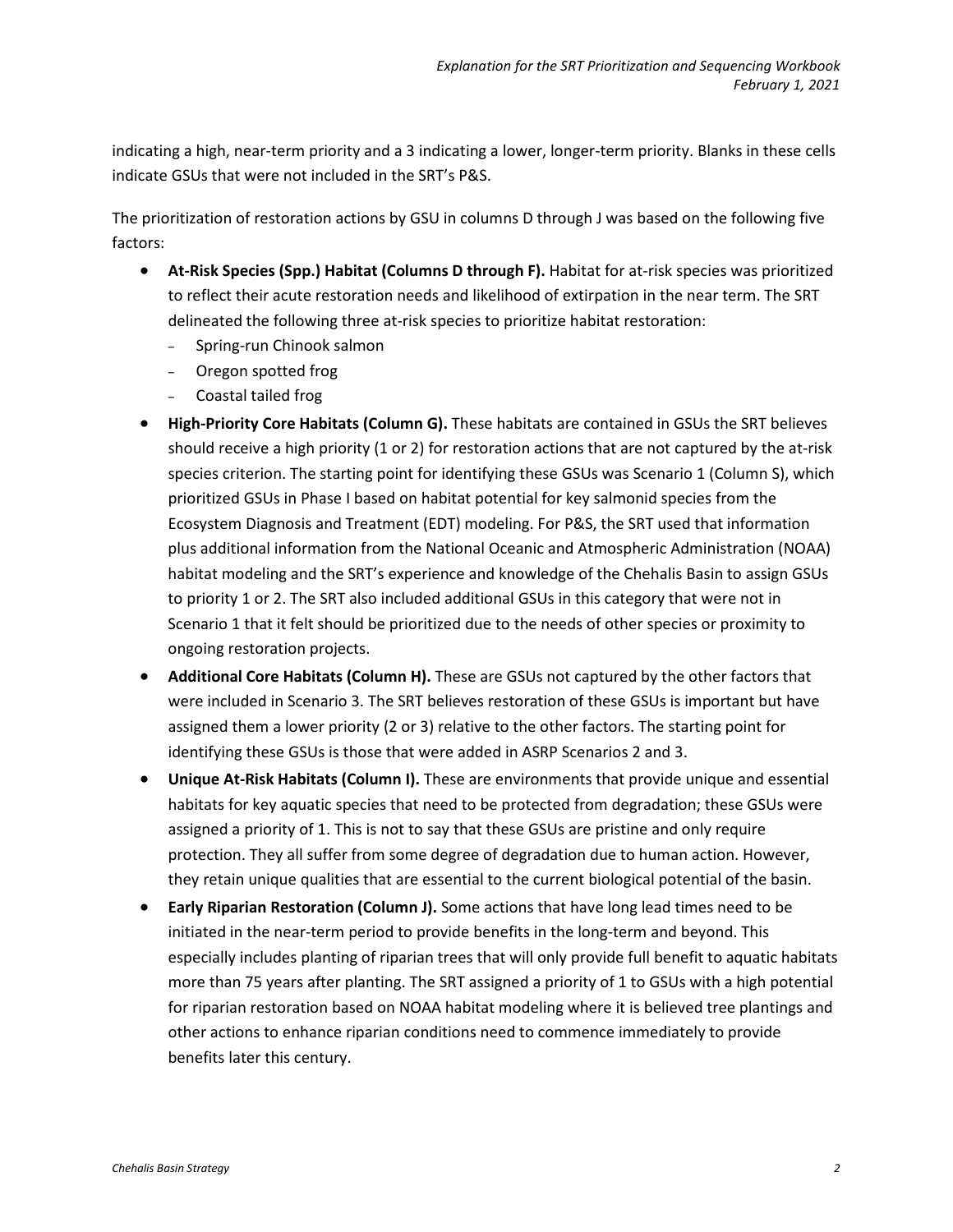indicating a high, near-term priority and a 3 indicating a lower, longer-term priority. Blanks in these cells indicate GSUs that were not included in the SRT's P&S.

The prioritization of restoration actions by GSU in columns D through J was based on the following five factors:

- **At-Risk Species (Spp.) Habitat (Columns D through F).** Habitat for at-risk species was prioritized to reflect their acute restoration needs and likelihood of extirpation in the near term. The SRT delineated the following three at-risk species to prioritize habitat restoration:
  - Spring-run Chinook salmon
  - Oregon spotted frog
  - Coastal tailed frog
- **High-Priority Core Habitats (Column G).** These habitats are contained in GSUs the SRT believes should receive a high priority (1 or 2) for restoration actions that are not captured by the at-risk species criterion. The starting point for identifying these GSUs was Scenario 1 (Column S), which prioritized GSUs in Phase I based on habitat potential for key salmonid species from the Ecosystem Diagnosis and Treatment (EDT) modeling. For P&S, the SRT used that information plus additional information from the National Oceanic and Atmospheric Administration (NOAA) habitat modeling and the SRT's experience and knowledge of the Chehalis Basin to assign GSUs to priority 1 or 2. The SRT also included additional GSUs in this category that were not in Scenario 1 that it felt should be prioritized due to the needs of other species or proximity to ongoing restoration projects.
- **Additional Core Habitats (Column H).** These are GSUs not captured by the other factors that were included in Scenario 3. The SRT believes restoration of these GSUs is important but have assigned them a lower priority (2 or 3) relative to the other factors. The starting point for identifying these GSUs is those that were added in ASRP Scenarios 2 and 3.
- **Unique At-Risk Habitats (Column I).** These are environments that provide unique and essential habitats for key aquatic species that need to be protected from degradation; these GSUs were assigned a priority of 1. This is not to say that these GSUs are pristine and only require protection. They all suffer from some degree of degradation due to human action. However, they retain unique qualities that are essential to the current biological potential of the basin.
- **Early Riparian Restoration (Column J).** Some actions that have long lead times need to be initiated in the near-term period to provide benefits in the long-term and beyond. This especially includes planting of riparian trees that will only provide full benefit to aquatic habitats more than 75 years after planting. The SRT assigned a priority of 1 to GSUs with a high potential for riparian restoration based on NOAA habitat modeling where it is believed tree plantings and other actions to enhance riparian conditions need to commence immediately to provide benefits later this century.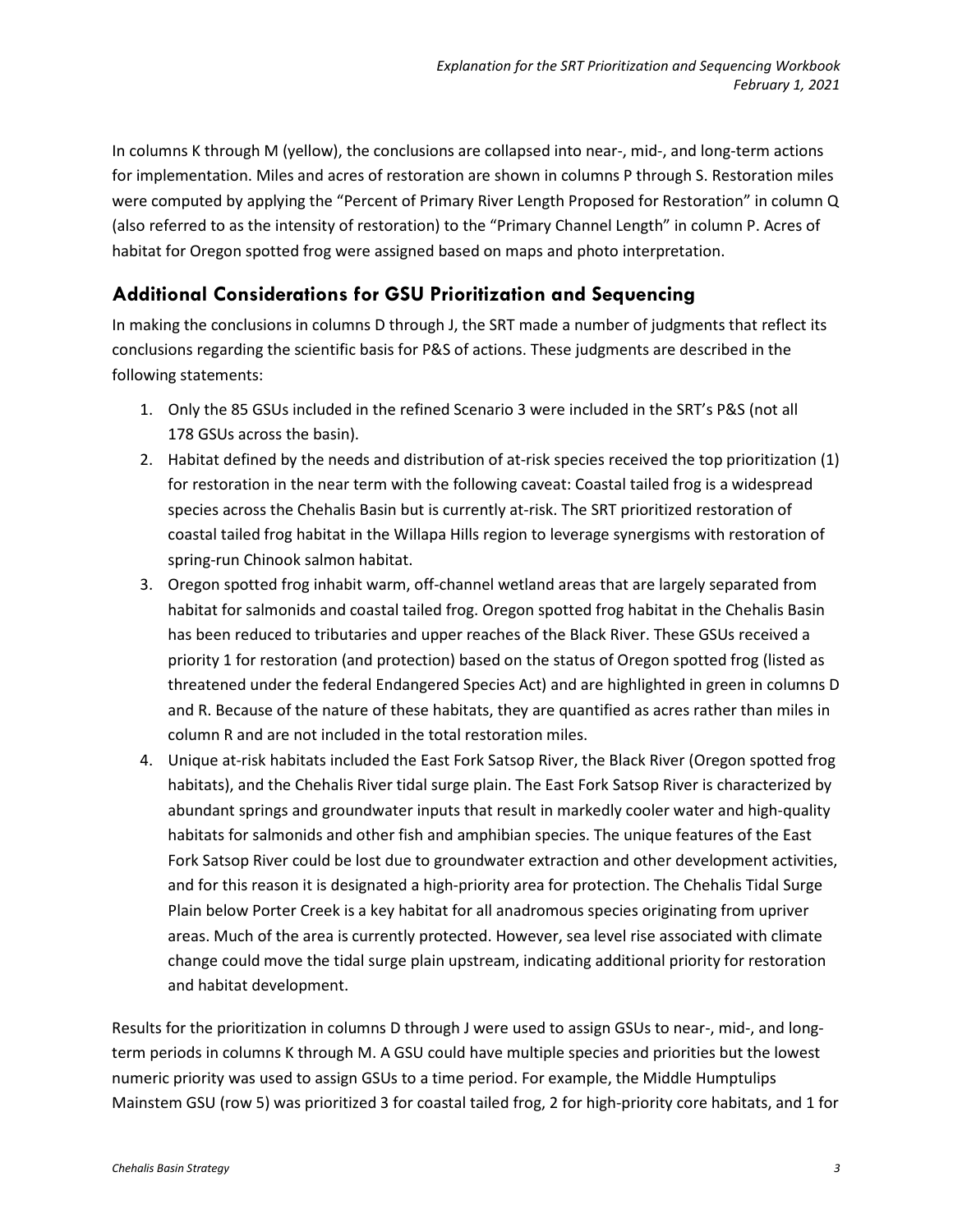In columns K through M (yellow), the conclusions are collapsed into near-, mid-, and long-term actions for implementation. Miles and acres of restoration are shown in columns P through S. Restoration miles were computed by applying the "Percent of Primary River Length Proposed for Restoration" in column Q (also referred to as the intensity of restoration) to the "Primary Channel Length" in column P. Acres of habitat for Oregon spotted frog were assigned based on maps and photo interpretation.

## Additional Considerations for GSU Prioritization and Sequencing

In making the conclusions in columns D through J, the SRT made a number of judgments that reflect its conclusions regarding the scientific basis for P&S of actions. These judgments are described in the following statements:

1. Only the 85 GSUs included in the refined Scenario 3 were included in the SRT's P&S (not all 178 GSUs across the basin).
2. Habitat defined by the needs and distribution of at-risk species received the top prioritization (1) for restoration in the near term with the following caveat: Coastal tailed frog is a widespread species across the Chehalis Basin but is currently at-risk. The SRT prioritized restoration of coastal tailed frog habitat in the Willapa Hills region to leverage synergisms with restoration of spring-run Chinook salmon habitat.
3. Oregon spotted frog inhabit warm, off-channel wetland areas that are largely separated from habitat for salmonids and coastal tailed frog. Oregon spotted frog habitat in the Chehalis Basin has been reduced to tributaries and upper reaches of the Black River. These GSUs received a priority 1 for restoration (and protection) based on the status of Oregon spotted frog (listed as threatened under the federal Endangered Species Act) and are highlighted in green in columns D and R. Because of the nature of these habitats, they are quantified as acres rather than miles in column R and are not included in the total restoration miles.
4. Unique at-risk habitats included the East Fork Satsop River, the Black River (Oregon spotted frog habitats), and the Chehalis River tidal surge plain. The East Fork Satsop River is characterized by abundant springs and groundwater inputs that result in markedly cooler water and high-quality habitats for salmonids and other fish and amphibian species. The unique features of the East Fork Satsop River could be lost due to groundwater extraction and other development activities, and for this reason it is designated a high-priority area for protection. The Chehalis Tidal Surge Plain below Porter Creek is a key habitat for all anadromous species originating from upriver areas. Much of the area is currently protected. However, sea level rise associated with climate change could move the tidal surge plain upstream, indicating additional priority for restoration and habitat development.

Results for the prioritization in columns D through J were used to assign GSUs to near-, mid-, and long-term periods in columns K through M. A GSU could have multiple species and priorities but the lowest numeric priority was used to assign GSUs to a time period. For example, the Middle Humptulips Mainstem GSU (row 5) was prioritized 3 for coastal tailed frog, 2 for high-priority core habitats, and 1 for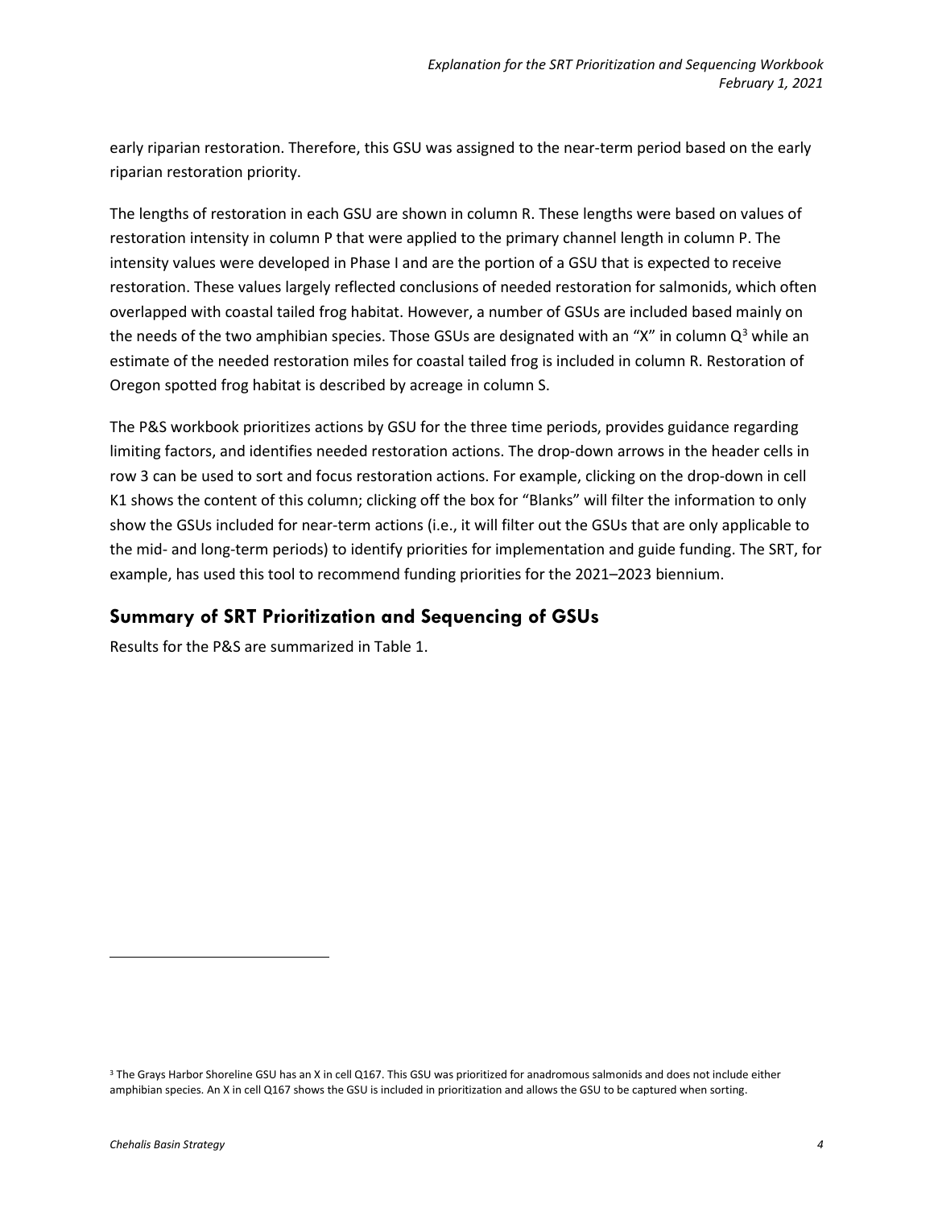early riparian restoration. Therefore, this GSU was assigned to the near-term period based on the early riparian restoration priority.

The lengths of restoration in each GSU are shown in column R. These lengths were based on values of restoration intensity in column P that were applied to the primary channel length in column P. The intensity values were developed in Phase I and are the portion of a GSU that is expected to receive restoration. These values largely reflected conclusions of needed restoration for salmonids, which often overlapped with coastal tailed frog habitat. However, a number of GSUs are included based mainly on the needs of the two amphibian species. Those GSUs are designated with an "X" in column Q[3] while an estimate of the needed restoration miles for coastal tailed frog is included in column R. Restoration of Oregon spotted frog habitat is described by acreage in column S.

The P&S workbook prioritizes actions by GSU for the three time periods, provides guidance regarding limiting factors, and identifies needed restoration actions. The drop-down arrows in the header cells in row 3 can be used to sort and focus restoration actions. For example, clicking on the drop-down in cell K1 shows the content of this column; clicking off the box for "Blanks" will filter the information to only show the GSUs included for near-term actions (i.e., it will filter out the GSUs that are only applicable to the mid- and long-term periods) to identify priorities for implementation and guide funding. The SRT, for example, has used this tool to recommend funding priorities for the 2021–2023 biennium.

## Summary of SRT Prioritization and Sequencing of GSUs

Results for the P&S are summarized in Table 1.

[3] The Grays Harbor Shoreline GSU has an X in cell Q167. This GSU was prioritized for anadromous salmonids and does not include either amphibian species. An X in cell Q167 shows the GSU is included in prioritization and allows the GSU to be captured when sorting.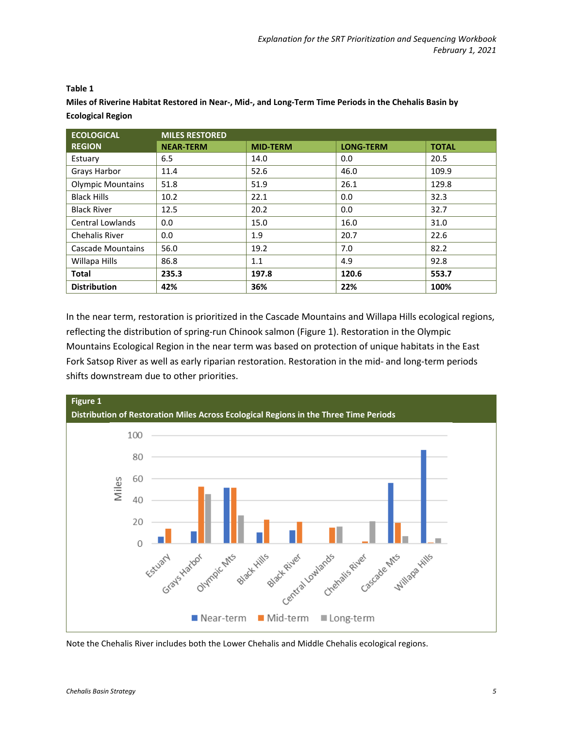**Table 1**

**Miles of Riverine Habitat Restored in Near-, Mid-, and Long-Term Time Periods in the Chehalis Basin by Ecological Region**

| ECOLOGICAL REGION | MILES RESTORED | | | |
|---|---|---|---|---|
| | NEAR-TERM | MID-TERM | LONG-TERM | TOTAL |
| Estuary | 6.5 | 14.0 | 0.0 | 20.5 |
| Grays Harbor | 11.4 | 52.6 | 46.0 | 109.9 |
| Olympic Mountains | 51.8 | 51.9 | 26.1 | 129.8 |
| Black Hills | 10.2 | 22.1 | 0.0 | 32.3 |
| Black River | 12.5 | 20.2 | 0.0 | 32.7 |
| Central Lowlands | 0.0 | 15.0 | 16.0 | 31.0 |
| Chehalis River | 0.0 | 1.9 | 20.7 | 22.6 |
| Cascade Mountains | 56.0 | 19.2 | 7.0 | 82.2 |
| Willapa Hills | 86.8 | 1.1 | 4.9 | 92.8 |
| **Total** | **235.3** | **197.8** | **120.6** | **553.7** |
| **Distribution** | **42%** | **36%** | **22%** | **100%** |

In the near term, restoration is prioritized in the Cascade Mountains and Willapa Hills ecological regions, reflecting the distribution of spring-run Chinook salmon (Figure 1). Restoration in the Olympic Mountains Ecological Region in the near term was based on protection of unique habitats in the East Fork Satsop River as well as early riparian restoration. Restoration in the mid- and long-term periods shifts downstream due to other priorities.

**Figure 1**
**Distribution of Restoration Miles Across Ecological Regions in the Three Time Periods**

Note the Chehalis River includes both the Lower Chehalis and Middle Chehalis ecological regions.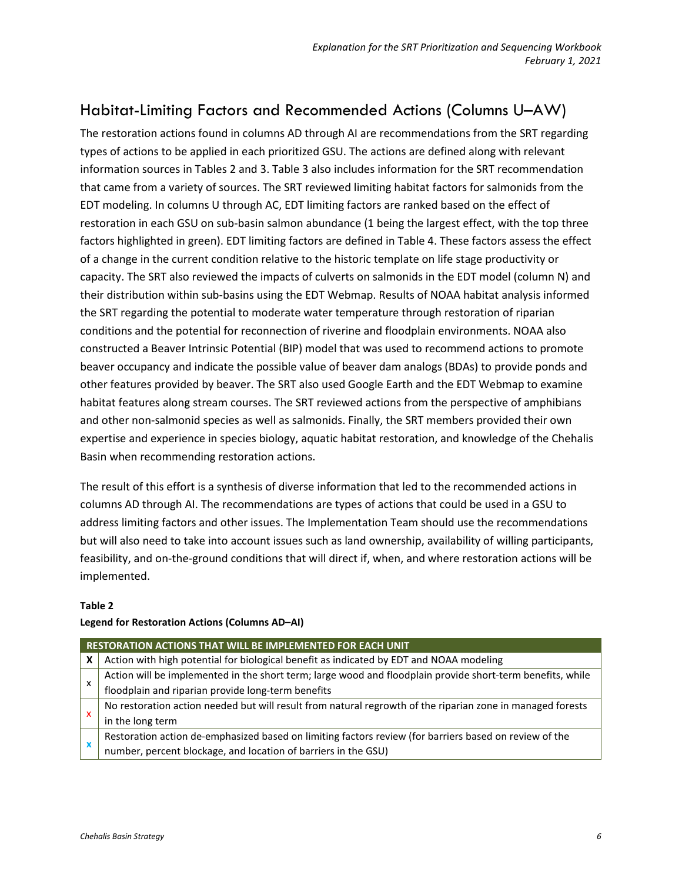## Habitat-Limiting Factors and Recommended Actions (Columns U–AW)

The restoration actions found in columns AD through AI are recommendations from the SRT regarding types of actions to be applied in each prioritized GSU. The actions are defined along with relevant information sources in Tables 2 and 3. Table 3 also includes information for the SRT recommendation that came from a variety of sources. The SRT reviewed limiting habitat factors for salmonids from the EDT modeling. In columns U through AC, EDT limiting factors are ranked based on the effect of restoration in each GSU on sub-basin salmon abundance (1 being the largest effect, with the top three factors highlighted in green). EDT limiting factors are defined in Table 4. These factors assess the effect of a change in the current condition relative to the historic template on life stage productivity or capacity. The SRT also reviewed the impacts of culverts on salmonids in the EDT model (column N) and their distribution within sub-basins using the EDT Webmap. Results of NOAA habitat analysis informed the SRT regarding the potential to moderate water temperature through restoration of riparian conditions and the potential for reconnection of riverine and floodplain environments. NOAA also constructed a Beaver Intrinsic Potential (BIP) model that was used to recommend actions to promote beaver occupancy and indicate the possible value of beaver dam analogs (BDAs) to provide ponds and other features provided by beaver. The SRT also used Google Earth and the EDT Webmap to examine habitat features along stream courses. The SRT reviewed actions from the perspective of amphibians and other non-salmonid species as well as salmonids. Finally, the SRT members provided their own expertise and experience in species biology, aquatic habitat restoration, and knowledge of the Chehalis Basin when recommending restoration actions.

The result of this effort is a synthesis of diverse information that led to the recommended actions in columns AD through AI. The recommendations are types of actions that could be used in a GSU to address limiting factors and other issues. The Implementation Team should use the recommendations but will also need to take into account issues such as land ownership, availability of willing participants, feasibility, and on-the-ground conditions that will direct if, when, and where restoration actions will be implemented.

**Table 2**

**Legend for Restoration Actions (Columns AD–AI)**

| RESTORATION ACTIONS THAT WILL BE IMPLEMENTED FOR EACH UNIT | |
|---|---|
| **X** | Action with high potential for biological benefit as indicated by EDT and NOAA modeling |
| x | Action will be implemented in the short term; large wood and floodplain provide short-term benefits, while floodplain and riparian provide long-term benefits |
| x (red) | No restoration action needed but will result from natural regrowth of the riparian zone in managed forests in the long term |
| x (blue) | Restoration action de-emphasized based on limiting factors review (for barriers based on review of the number, percent blockage, and location of barriers in the GSU) |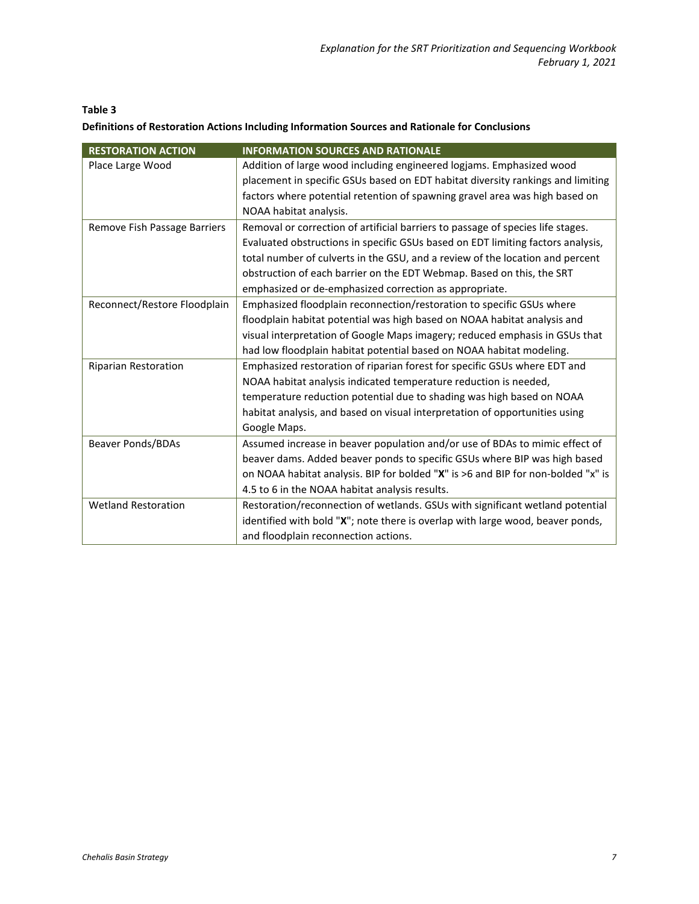**Table 3**

**Definitions of Restoration Actions Including Information Sources and Rationale for Conclusions**

| RESTORATION ACTION | INFORMATION SOURCES AND RATIONALE |
|---|---|
| Place Large Wood | Addition of large wood including engineered logjams. Emphasized wood placement in specific GSUs based on EDT habitat diversity rankings and limiting factors where potential retention of spawning gravel area was high based on NOAA habitat analysis. |
| Remove Fish Passage Barriers | Removal or correction of artificial barriers to passage of species life stages. Evaluated obstructions in specific GSUs based on EDT limiting factors analysis, total number of culverts in the GSU, and a review of the location and percent obstruction of each barrier on the EDT Webmap. Based on this, the SRT emphasized or de-emphasized correction as appropriate. |
| Reconnect/Restore Floodplain | Emphasized floodplain reconnection/restoration to specific GSUs where floodplain habitat potential was high based on NOAA habitat analysis and visual interpretation of Google Maps imagery; reduced emphasis in GSUs that had low floodplain habitat potential based on NOAA habitat modeling. |
| Riparian Restoration | Emphasized restoration of riparian forest for specific GSUs where EDT and NOAA habitat analysis indicated temperature reduction is needed, temperature reduction potential due to shading was high based on NOAA habitat analysis, and based on visual interpretation of opportunities using Google Maps. |
| Beaver Ponds/BDAs | Assumed increase in beaver population and/or use of BDAs to mimic effect of beaver dams. Added beaver ponds to specific GSUs where BIP was high based on NOAA habitat analysis. BIP for bolded "**X**" is >6 and BIP for non-bolded "x" is 4.5 to 6 in the NOAA habitat analysis results. |
| Wetland Restoration | Restoration/reconnection of wetlands. GSUs with significant wetland potential identified with bold "**X**"; note there is overlap with large wood, beaver ponds, and floodplain reconnection actions. |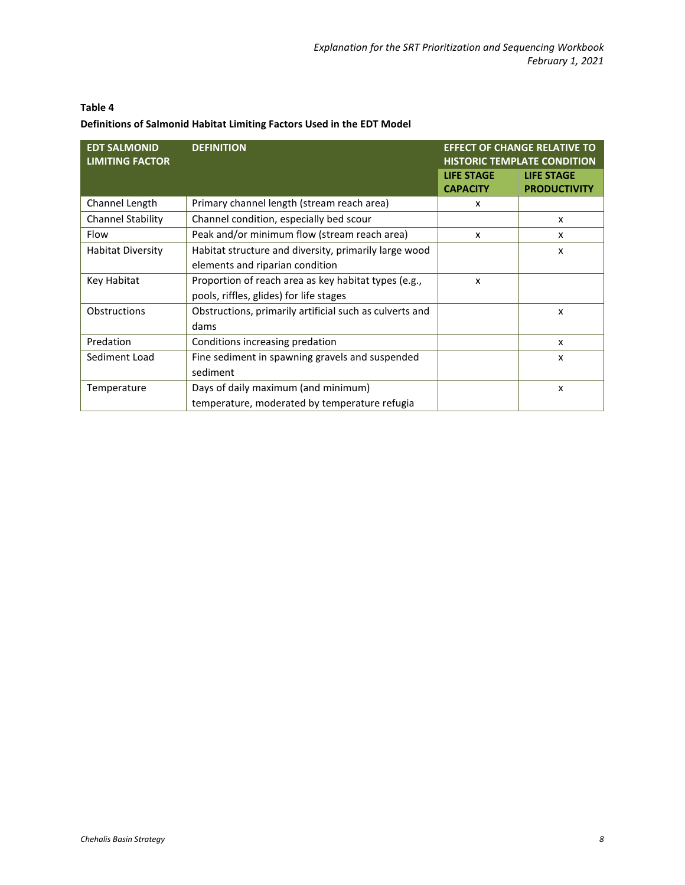**Table 4**

**Definitions of Salmonid Habitat Limiting Factors Used in the EDT Model**

| EDT SALMONID LIMITING FACTOR | DEFINITION | EFFECT OF CHANGE RELATIVE TO HISTORIC TEMPLATE CONDITION | |
|---|---|---|---|
| | | LIFE STAGE CAPACITY | LIFE STAGE PRODUCTIVITY |
| Channel Length | Primary channel length (stream reach area) | x | |
| Channel Stability | Channel condition, especially bed scour | | x |
| Flow | Peak and/or minimum flow (stream reach area) | x | x |
| Habitat Diversity | Habitat structure and diversity, primarily large wood elements and riparian condition | | x |
| Key Habitat | Proportion of reach area as key habitat types (e.g., pools, riffles, glides) for life stages | x | |
| Obstructions | Obstructions, primarily artificial such as culverts and dams | | x |
| Predation | Conditions increasing predation | | x |
| Sediment Load | Fine sediment in spawning gravels and suspended sediment | | x |
| Temperature | Days of daily maximum (and minimum) temperature, moderated by temperature refugia | | x |